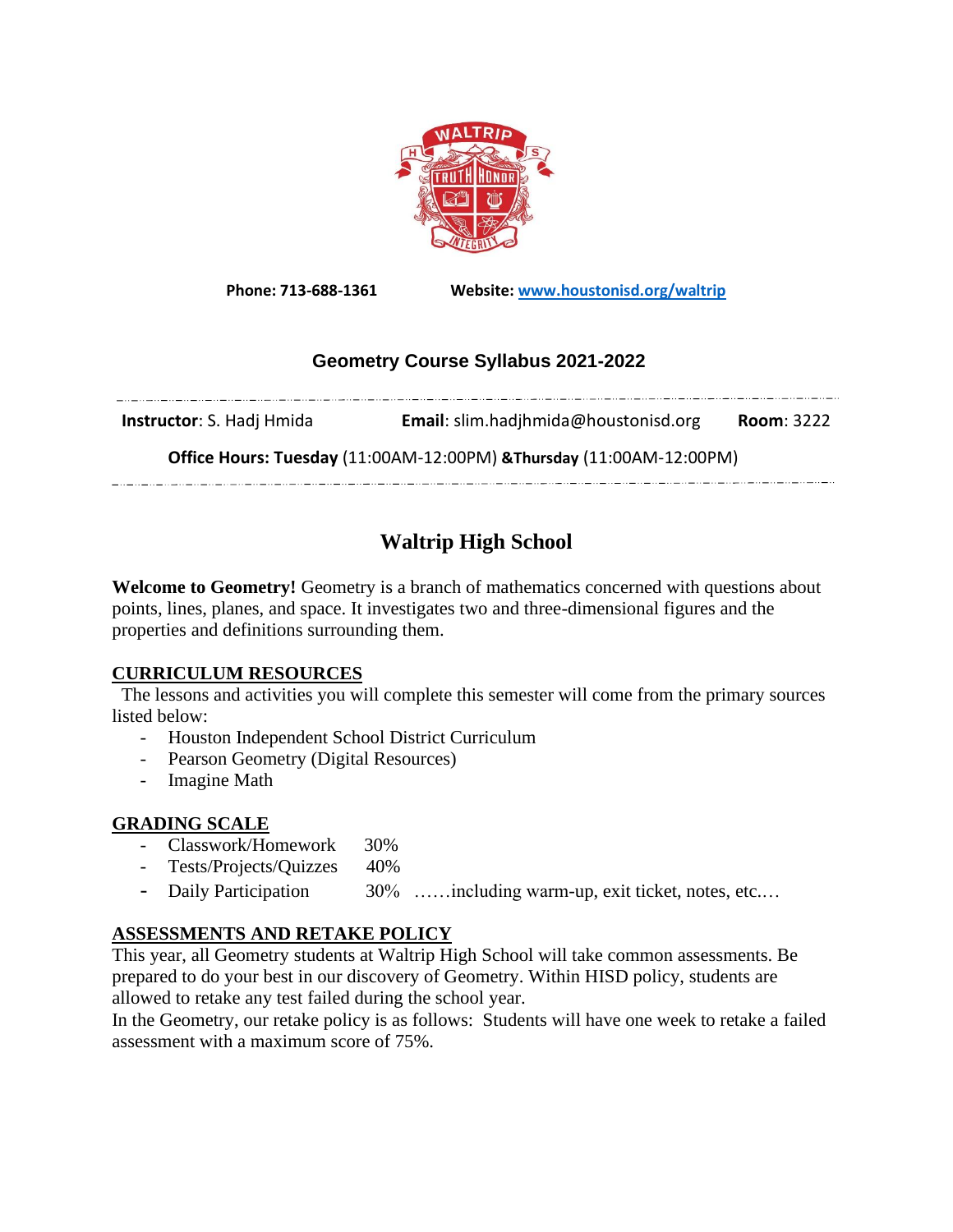**Phone: 713-688-1361** **Website: [www.houstonisd.org/waltrip](www.houstonisd.org/waltrip)**

## Geometry Course Syllabus 2021-2022

**Instructor**: S. Hadj Hmida **Email**: slim.hadjhmida@houstonisd.org **Room**: 3222

**Office Hours: Tuesday** (11:00AM-12:00PM) **&Thursday** (11:00AM-12:00PM)

# Waltrip High School

**Welcome to Geometry!** Geometry is a branch of mathematics concerned with questions about points, lines, planes, and space. It investigates two and three-dimensional figures and the properties and definitions surrounding them.

## CURRICULUM RESOURCES

The lessons and activities you will complete this semester will come from the primary sources listed below:

- Houston Independent School District Curriculum
- Pearson Geometry (Digital Resources)
- Imagine Math

## GRADING SCALE

- Classwork/Homework 30%
- Tests/Projects/Quizzes 40%
- Daily Participation 30% ……including warm-up, exit ticket, notes, etc.…

## ASSESSMENTS AND RETAKE POLICY

This year, all Geometry students at Waltrip High School will take common assessments. Be prepared to do your best in our discovery of Geometry. Within HISD policy, students are allowed to retake any test failed during the school year.

In the Geometry, our retake policy is as follows: Students will have one week to retake a failed assessment with a maximum score of 75%.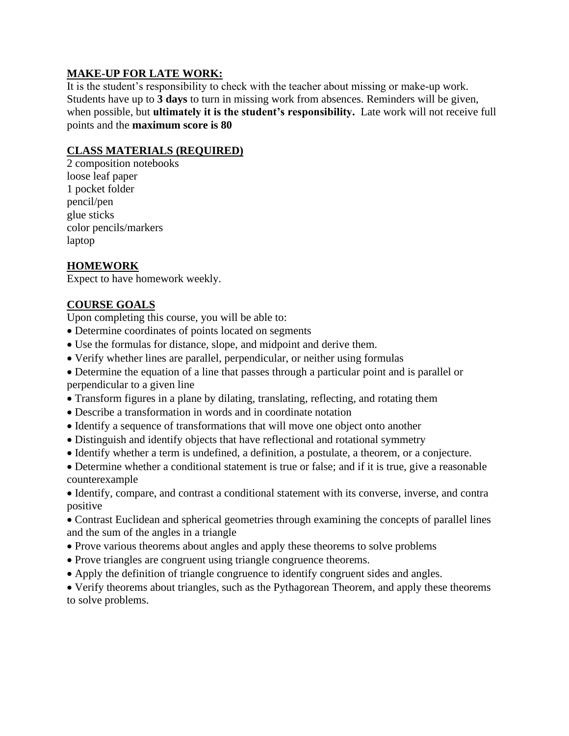## MAKE-UP FOR LATE WORK:

It is the student's responsibility to check with the teacher about missing or make-up work. Students have up to **3 days** to turn in missing work from absences. Reminders will be given, when possible, but **ultimately it is the student's responsibility.** Late work will not receive full points and the **maximum score is 80**

## CLASS MATERIALS (REQUIRED)

2 composition notebooks
loose leaf paper
1 pocket folder
pencil/pen
glue sticks
color pencils/markers
laptop

## HOMEWORK

Expect to have homework weekly.

## COURSE GOALS

Upon completing this course, you will be able to:

- Determine coordinates of points located on segments
- Use the formulas for distance, slope, and midpoint and derive them.
- Verify whether lines are parallel, perpendicular, or neither using formulas
- Determine the equation of a line that passes through a particular point and is parallel or perpendicular to a given line
- Transform figures in a plane by dilating, translating, reflecting, and rotating them
- Describe a transformation in words and in coordinate notation
- Identify a sequence of transformations that will move one object onto another
- Distinguish and identify objects that have reflectional and rotational symmetry
- Identify whether a term is undefined, a definition, a postulate, a theorem, or a conjecture.
- Determine whether a conditional statement is true or false; and if it is true, give a reasonable counterexample
- Identify, compare, and contrast a conditional statement with its converse, inverse, and contra positive
- Contrast Euclidean and spherical geometries through examining the concepts of parallel lines and the sum of the angles in a triangle
- Prove various theorems about angles and apply these theorems to solve problems
- Prove triangles are congruent using triangle congruence theorems.
- Apply the definition of triangle congruence to identify congruent sides and angles.
- Verify theorems about triangles, such as the Pythagorean Theorem, and apply these theorems to solve problems.